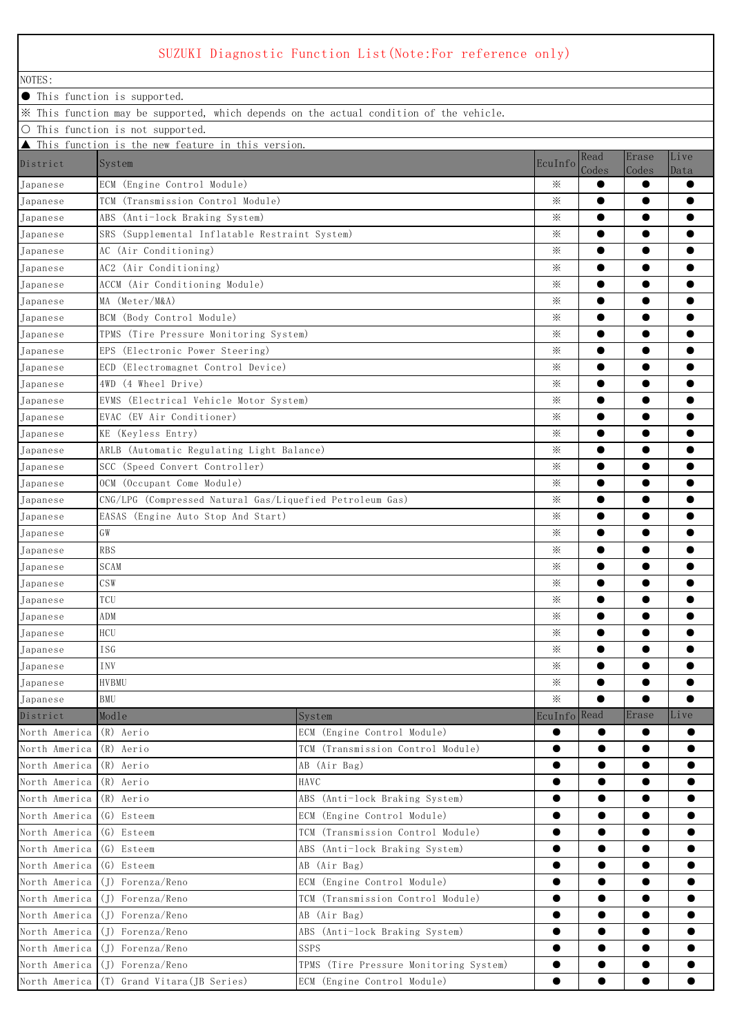# SUZUKI Diagnostic Function List(Note:For reference only)

NOTES:

● This function is supported.

※ This function may be supported, which depends on the actual condition of the vehicle.

○ This function is not supported.

▲ This function is the new feature in this version.

| District | System | EcuInfo | Read Codes | Erase Codes | Live Data |
|---|---|---|---|---|---|
| Japanese | ECM (Engine Control Module) | ※ | ● | ● | ● |
| Japanese | TCM (Transmission Control Module) | ※ | ● | ● | ● |
| Japanese | ABS (Anti-lock Braking System) | ※ | ● | ● | ● |
| Japanese | SRS (Supplemental Inflatable Restraint System) | ※ | ● | ● | ● |
| Japanese | AC (Air Conditioning) | ※ | ● | ● | ● |
| Japanese | AC2 (Air Conditioning) | ※ | ● | ● | ● |
| Japanese | ACCM (Air Conditioning Module) | ※ | ● | ● | ● |
| Japanese | MA (Meter/M&A) | ※ | ● | ● | ● |
| Japanese | BCM (Body Control Module) | ※ | ● | ● | ● |
| Japanese | TPMS (Tire Pressure Monitoring System) | ※ | ● | ● | ● |
| Japanese | EPS (Electronic Power Steering) | ※ | ● | ● | ● |
| Japanese | ECD (Electromagnet Control Device) | ※ | ● | ● | ● |
| Japanese | 4WD (4 Wheel Drive) | ※ | ● | ● | ● |
| Japanese | EVMS (Electrical Vehicle Motor System) | ※ | ● | ● | ● |
| Japanese | EVAC (EV Air Conditioner) | ※ | ● | ● | ● |
| Japanese | KE (Keyless Entry) | ※ | ● | ● | ● |
| Japanese | ARLB (Automatic Regulating Light Balance) | ※ | ● | ● | ● |
| Japanese | SCC (Speed Convert Controller) | ※ | ● | ● | ● |
| Japanese | OCM (Occupant Come Module) | ※ | ● | ● | ● |
| Japanese | CNG/LPG (Compressed Natural Gas/Liquefied Petroleum Gas) | ※ | ● | ● | ● |
| Japanese | EASAS (Engine Auto Stop And Start) | ※ | ● | ● | ● |
| Japanese | GW | ※ | ● | ● | ● |
| Japanese | RBS | ※ | ● | ● | ● |
| Japanese | SCAM | ※ | ● | ● | ● |
| Japanese | CSW | ※ | ● | ● | ● |
| Japanese | TCU | ※ | ● | ● | ● |
| Japanese | ADM | ※ | ● | ● | ● |
| Japanese | HCU | ※ | ● | ● | ● |
| Japanese | ISG | ※ | ● | ● | ● |
| Japanese | INV | ※ | ● | ● | ● |
| Japanese | HVBMU | ※ | ● | ● | ● |
| Japanese | BMU | ※ | ● | ● | ● |

| District | Modle | System | EcuInfo | Read | Erase | Live |
|---|---|---|---|---|---|---|
| North America | (R) Aerio | ECM (Engine Control Module) | ● | ● | ● | ● |
| North America | (R) Aerio | TCM (Transmission Control Module) | ● | ● | ● | ● |
| North America | (R) Aerio | AB (Air Bag) | ● | ● | ● | ● |
| North America | (R) Aerio | HAVC | ● | ● | ● | ● |
| North America | (R) Aerio | ABS (Anti-lock Braking System) | ● | ● | ● | ● |
| North America | (G) Esteem | ECM (Engine Control Module) | ● | ● | ● | ● |
| North America | (G) Esteem | TCM (Transmission Control Module) | ● | ● | ● | ● |
| North America | (G) Esteem | ABS (Anti-lock Braking System) | ● | ● | ● | ● |
| North America | (G) Esteem | AB (Air Bag) | ● | ● | ● | ● |
| North America | (J) Forenza/Reno | ECM (Engine Control Module) | ● | ● | ● | ● |
| North America | (J) Forenza/Reno | TCM (Transmission Control Module) | ● | ● | ● | ● |
| North America | (J) Forenza/Reno | AB (Air Bag) | ● | ● | ● | ● |
| North America | (J) Forenza/Reno | ABS (Anti-lock Braking System) | ● | ● | ● | ● |
| North America | (J) Forenza/Reno | SSPS | ● | ● | ● | ● |
| North America | (J) Forenza/Reno | TPMS (Tire Pressure Monitoring System) | ● | ● | ● | ● |
| North America | (T) Grand Vitara(JB Series) | ECM (Engine Control Module) | ● | ● | ● | ● |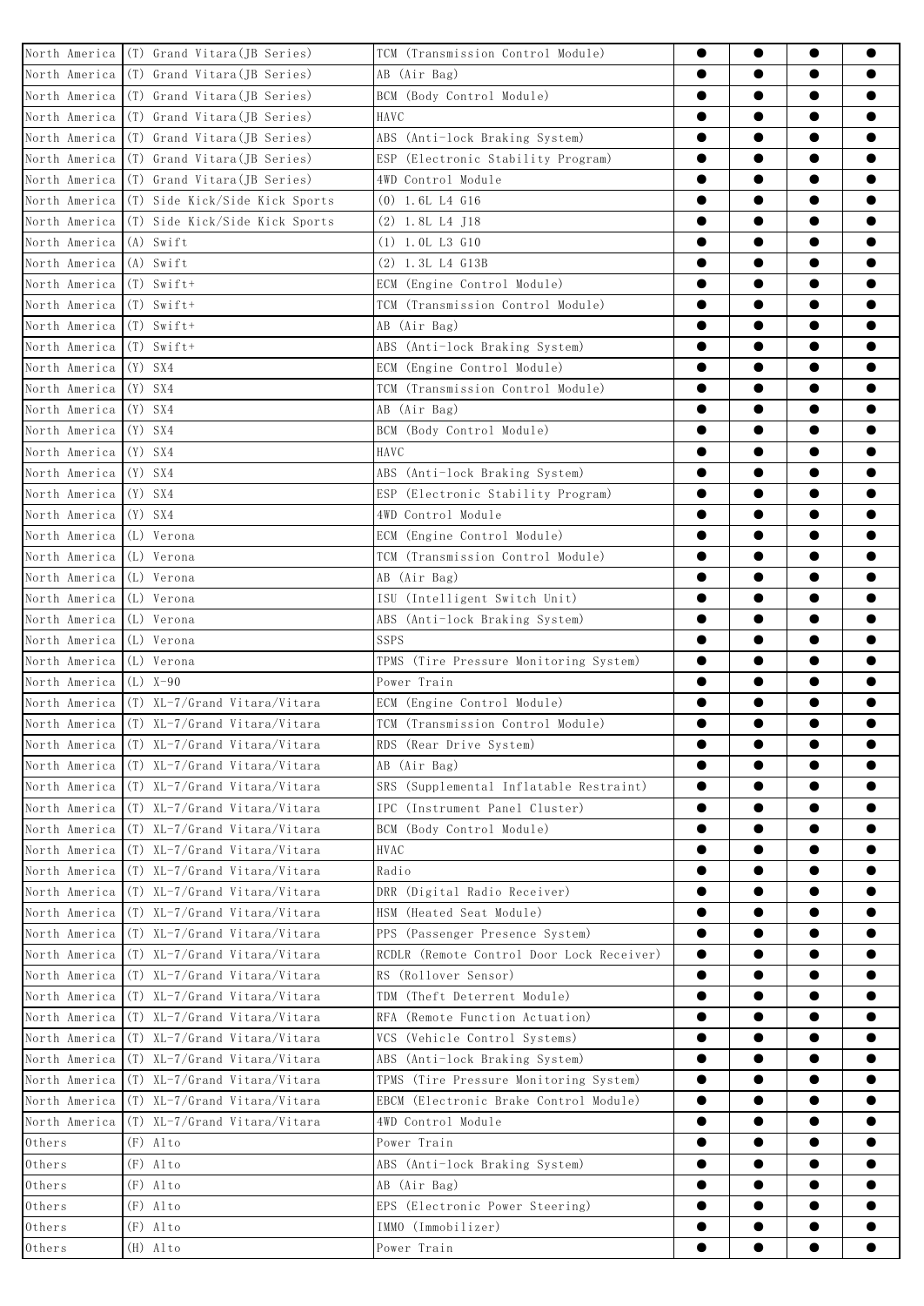| | | | | | | |
|---|---|---|---|---|---|---|
| North America | (T) Grand Vitara(JB Series) | TCM (Transmission Control Module) | ● | ● | ● | ● |
| North America | (T) Grand Vitara(JB Series) | AB (Air Bag) | ● | ● | ● | ● |
| North America | (T) Grand Vitara(JB Series) | BCM (Body Control Module) | ● | ● | ● | ● |
| North America | (T) Grand Vitara(JB Series) | HAVC | ● | ● | ● | ● |
| North America | (T) Grand Vitara(JB Series) | ABS (Anti-lock Braking System) | ● | ● | ● | ● |
| North America | (T) Grand Vitara(JB Series) | ESP (Electronic Stability Program) | ● | ● | ● | ● |
| North America | (T) Grand Vitara(JB Series) | 4WD Control Module | ● | ● | ● | ● |
| North America | (T) Side Kick/Side Kick Sports | (0) 1.6L L4 G16 | ● | ● | ● | ● |
| North America | (T) Side Kick/Side Kick Sports | (2) 1.8L L4 J18 | ● | ● | ● | ● |
| North America | (A) Swift | (1) 1.0L L3 G10 | ● | ● | ● | ● |
| North America | (A) Swift | (2) 1.3L L4 G13B | ● | ● | ● | ● |
| North America | (T) Swift+ | ECM (Engine Control Module) | ● | ● | ● | ● |
| North America | (T) Swift+ | TCM (Transmission Control Module) | ● | ● | ● | ● |
| North America | (T) Swift+ | AB (Air Bag) | ● | ● | ● | ● |
| North America | (T) Swift+ | ABS (Anti-lock Braking System) | ● | ● | ● | ● |
| North America | (Y) SX4 | ECM (Engine Control Module) | ● | ● | ● | ● |
| North America | (Y) SX4 | TCM (Transmission Control Module) | ● | ● | ● | ● |
| North America | (Y) SX4 | AB (Air Bag) | ● | ● | ● | ● |
| North America | (Y) SX4 | BCM (Body Control Module) | ● | ● | ● | ● |
| North America | (Y) SX4 | HAVC | ● | ● | ● | ● |
| North America | (Y) SX4 | ABS (Anti-lock Braking System) | ● | ● | ● | ● |
| North America | (Y) SX4 | ESP (Electronic Stability Program) | ● | ● | ● | ● |
| North America | (Y) SX4 | 4WD Control Module | ● | ● | ● | ● |
| North America | (L) Verona | ECM (Engine Control Module) | ● | ● | ● | ● |
| North America | (L) Verona | TCM (Transmission Control Module) | ● | ● | ● | ● |
| North America | (L) Verona | AB (Air Bag) | ● | ● | ● | ● |
| North America | (L) Verona | ISU (Intelligent Switch Unit) | ● | ● | ● | ● |
| North America | (L) Verona | ABS (Anti-lock Braking System) | ● | ● | ● | ● |
| North America | (L) Verona | SSPS | ● | ● | ● | ● |
| North America | (L) Verona | TPMS (Tire Pressure Monitoring System) | ● | ● | ● | ● |
| North America | (L) X-90 | Power Train | ● | ● | ● | ● |
| North America | (T) XL-7/Grand Vitara/Vitara | ECM (Engine Control Module) | ● | ● | ● | ● |
| North America | (T) XL-7/Grand Vitara/Vitara | TCM (Transmission Control Module) | ● | ● | ● | ● |
| North America | (T) XL-7/Grand Vitara/Vitara | RDS (Rear Drive System) | ● | ● | ● | ● |
| North America | (T) XL-7/Grand Vitara/Vitara | AB (Air Bag) | ● | ● | ● | ● |
| North America | (T) XL-7/Grand Vitara/Vitara | SRS (Supplemental Inflatable Restraint) | ● | ● | ● | ● |
| North America | (T) XL-7/Grand Vitara/Vitara | IPC (Instrument Panel Cluster) | ● | ● | ● | ● |
| North America | (T) XL-7/Grand Vitara/Vitara | BCM (Body Control Module) | ● | ● | ● | ● |
| North America | (T) XL-7/Grand Vitara/Vitara | HVAC | ● | ● | ● | ● |
| North America | (T) XL-7/Grand Vitara/Vitara | Radio | ● | ● | ● | ● |
| North America | (T) XL-7/Grand Vitara/Vitara | DRR (Digital Radio Receiver) | ● | ● | ● | ● |
| North America | (T) XL-7/Grand Vitara/Vitara | HSM (Heated Seat Module) | ● | ● | ● | ● |
| North America | (T) XL-7/Grand Vitara/Vitara | PPS (Passenger Presence System) | ● | ● | ● | ● |
| North America | (T) XL-7/Grand Vitara/Vitara | RCDLR (Remote Control Door Lock Receiver) | ● | ● | ● | ● |
| North America | (T) XL-7/Grand Vitara/Vitara | RS (Rollover Sensor) | ● | ● | ● | ● |
| North America | (T) XL-7/Grand Vitara/Vitara | TDM (Theft Deterrent Module) | ● | ● | ● | ● |
| North America | (T) XL-7/Grand Vitara/Vitara | RFA (Remote Function Actuation) | ● | ● | ● | ● |
| North America | (T) XL-7/Grand Vitara/Vitara | VCS (Vehicle Control Systems) | ● | ● | ● | ● |
| North America | (T) XL-7/Grand Vitara/Vitara | ABS (Anti-lock Braking System) | ● | ● | ● | ● |
| North America | (T) XL-7/Grand Vitara/Vitara | TPMS (Tire Pressure Monitoring System) | ● | ● | ● | ● |
| North America | (T) XL-7/Grand Vitara/Vitara | EBCM (Electronic Brake Control Module) | ● | ● | ● | ● |
| North America | (T) XL-7/Grand Vitara/Vitara | 4WD Control Module | ● | ● | ● | ● |
| Others | (F) Alto | Power Train | ● | ● | ● | ● |
| Others | (F) Alto | ABS (Anti-lock Braking System) | ● | ● | ● | ● |
| Others | (F) Alto | AB (Air Bag) | ● | ● | ● | ● |
| Others | (F) Alto | EPS (Electronic Power Steering) | ● | ● | ● | ● |
| Others | (F) Alto | IMMO (Immobilizer) | ● | ● | ● | ● |
| Others | (H) Alto | Power Train | ● | ● | ● | ● |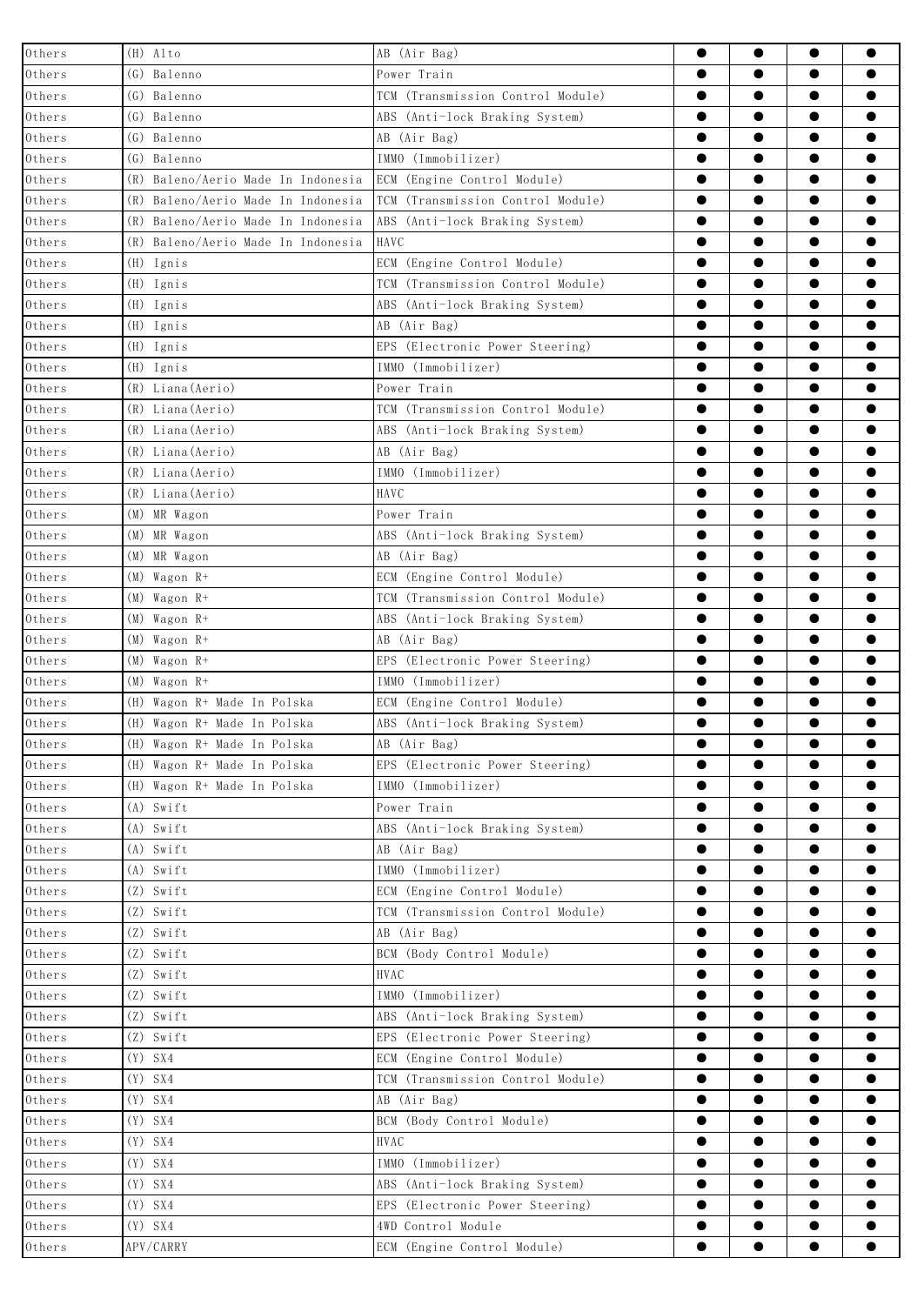| Others | (H) Alto | AB (Air Bag) | ● | ● | ● | ● |
|---|---|---|---|---|---|---|
| Others | (G) Balenno | Power Train | ● | ● | ● | ● |
| Others | (G) Balenno | TCM (Transmission Control Module) | ● | ● | ● | ● |
| Others | (G) Balenno | ABS (Anti-lock Braking System) | ● | ● | ● | ● |
| Others | (G) Balenno | AB (Air Bag) | ● | ● | ● | ● |
| Others | (G) Balenno | IMMO (Immobilizer) | ● | ● | ● | ● |
| Others | (R) Baleno/Aerio Made In Indonesia | ECM (Engine Control Module) | ● | ● | ● | ● |
| Others | (R) Baleno/Aerio Made In Indonesia | TCM (Transmission Control Module) | ● | ● | ● | ● |
| Others | (R) Baleno/Aerio Made In Indonesia | ABS (Anti-lock Braking System) | ● | ● | ● | ● |
| Others | (R) Baleno/Aerio Made In Indonesia | HAVC | ● | ● | ● | ● |
| Others | (H) Ignis | ECM (Engine Control Module) | ● | ● | ● | ● |
| Others | (H) Ignis | TCM (Transmission Control Module) | ● | ● | ● | ● |
| Others | (H) Ignis | ABS (Anti-lock Braking System) | ● | ● | ● | ● |
| Others | (H) Ignis | AB (Air Bag) | ● | ● | ● | ● |
| Others | (H) Ignis | EPS (Electronic Power Steering) | ● | ● | ● | ● |
| Others | (H) Ignis | IMMO (Immobilizer) | ● | ● | ● | ● |
| Others | (R) Liana(Aerio) | Power Train | ● | ● | ● | ● |
| Others | (R) Liana(Aerio) | TCM (Transmission Control Module) | ● | ● | ● | ● |
| Others | (R) Liana(Aerio) | ABS (Anti-lock Braking System) | ● | ● | ● | ● |
| Others | (R) Liana(Aerio) | AB (Air Bag) | ● | ● | ● | ● |
| Others | (R) Liana(Aerio) | IMMO (Immobilizer) | ● | ● | ● | ● |
| Others | (R) Liana(Aerio) | HAVC | ● | ● | ● | ● |
| Others | (M) MR Wagon | Power Train | ● | ● | ● | ● |
| Others | (M) MR Wagon | ABS (Anti-lock Braking System) | ● | ● | ● | ● |
| Others | (M) MR Wagon | AB (Air Bag) | ● | ● | ● | ● |
| Others | (M) Wagon R+ | ECM (Engine Control Module) | ● | ● | ● | ● |
| Others | (M) Wagon R+ | TCM (Transmission Control Module) | ● | ● | ● | ● |
| Others | (M) Wagon R+ | ABS (Anti-lock Braking System) | ● | ● | ● | ● |
| Others | (M) Wagon R+ | AB (Air Bag) | ● | ● | ● | ● |
| Others | (M) Wagon R+ | EPS (Electronic Power Steering) | ● | ● | ● | ● |
| Others | (M) Wagon R+ | IMMO (Immobilizer) | ● | ● | ● | ● |
| Others | (H) Wagon R+ Made In Polska | ECM (Engine Control Module) | ● | ● | ● | ● |
| Others | (H) Wagon R+ Made In Polska | ABS (Anti-lock Braking System) | ● | ● | ● | ● |
| Others | (H) Wagon R+ Made In Polska | AB (Air Bag) | ● | ● | ● | ● |
| Others | (H) Wagon R+ Made In Polska | EPS (Electronic Power Steering) | ● | ● | ● | ● |
| Others | (H) Wagon R+ Made In Polska | IMMO (Immobilizer) | ● | ● | ● | ● |
| Others | (A) Swift | Power Train | ● | ● | ● | ● |
| Others | (A) Swift | ABS (Anti-lock Braking System) | ● | ● | ● | ● |
| Others | (A) Swift | AB (Air Bag) | ● | ● | ● | ● |
| Others | (A) Swift | IMMO (Immobilizer) | ● | ● | ● | ● |
| Others | (Z) Swift | ECM (Engine Control Module) | ● | ● | ● | ● |
| Others | (Z) Swift | TCM (Transmission Control Module) | ● | ● | ● | ● |
| Others | (Z) Swift | AB (Air Bag) | ● | ● | ● | ● |
| Others | (Z) Swift | BCM (Body Control Module) | ● | ● | ● | ● |
| Others | (Z) Swift | HVAC | ● | ● | ● | ● |
| Others | (Z) Swift | IMMO (Immobilizer) | ● | ● | ● | ● |
| Others | (Z) Swift | ABS (Anti-lock Braking System) | ● | ● | ● | ● |
| Others | (Z) Swift | EPS (Electronic Power Steering) | ● | ● | ● | ● |
| Others | (Y) SX4 | ECM (Engine Control Module) | ● | ● | ● | ● |
| Others | (Y) SX4 | TCM (Transmission Control Module) | ● | ● | ● | ● |
| Others | (Y) SX4 | AB (Air Bag) | ● | ● | ● | ● |
| Others | (Y) SX4 | BCM (Body Control Module) | ● | ● | ● | ● |
| Others | (Y) SX4 | HVAC | ● | ● | ● | ● |
| Others | (Y) SX4 | IMMO (Immobilizer) | ● | ● | ● | ● |
| Others | (Y) SX4 | ABS (Anti-lock Braking System) | ● | ● | ● | ● |
| Others | (Y) SX4 | EPS (Electronic Power Steering) | ● | ● | ● | ● |
| Others | (Y) SX4 | 4WD Control Module | ● | ● | ● | ● |
| Others | APV/CARRY | ECM (Engine Control Module) | ● | ● | ● | ● |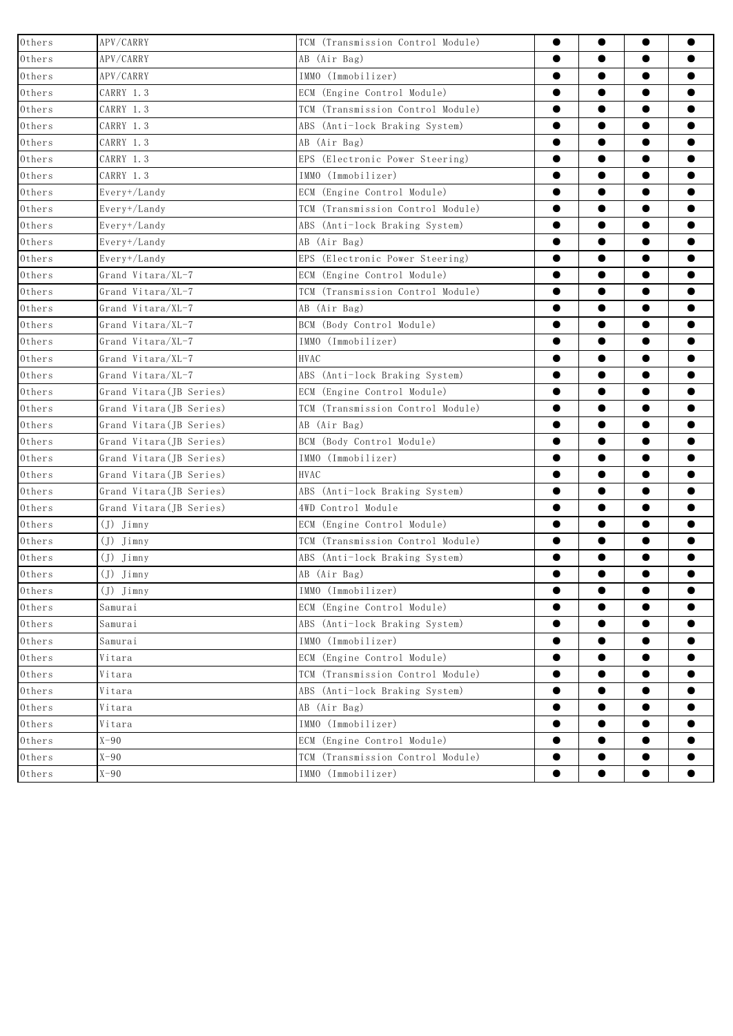| Others | APV/CARRY | TCM (Transmission Control Module) | ● | ● | ● | ● |
|---|---|---|---|---|---|---|
| Others | APV/CARRY | AB (Air Bag) | ● | ● | ● | ● |
| Others | APV/CARRY | IMMO (Immobilizer) | ● | ● | ● | ● |
| Others | CARRY 1.3 | ECM (Engine Control Module) | ● | ● | ● | ● |
| Others | CARRY 1.3 | TCM (Transmission Control Module) | ● | ● | ● | ● |
| Others | CARRY 1.3 | ABS (Anti-lock Braking System) | ● | ● | ● | ● |
| Others | CARRY 1.3 | AB (Air Bag) | ● | ● | ● | ● |
| Others | CARRY 1.3 | EPS (Electronic Power Steering) | ● | ● | ● | ● |
| Others | CARRY 1.3 | IMMO (Immobilizer) | ● | ● | ● | ● |
| Others | Every+/Landy | ECM (Engine Control Module) | ● | ● | ● | ● |
| Others | Every+/Landy | TCM (Transmission Control Module) | ● | ● | ● | ● |
| Others | Every+/Landy | ABS (Anti-lock Braking System) | ● | ● | ● | ● |
| Others | Every+/Landy | AB (Air Bag) | ● | ● | ● | ● |
| Others | Every+/Landy | EPS (Electronic Power Steering) | ● | ● | ● | ● |
| Others | Grand Vitara/XL-7 | ECM (Engine Control Module) | ● | ● | ● | ● |
| Others | Grand Vitara/XL-7 | TCM (Transmission Control Module) | ● | ● | ● | ● |
| Others | Grand Vitara/XL-7 | AB (Air Bag) | ● | ● | ● | ● |
| Others | Grand Vitara/XL-7 | BCM (Body Control Module) | ● | ● | ● | ● |
| Others | Grand Vitara/XL-7 | IMMO (Immobilizer) | ● | ● | ● | ● |
| Others | Grand Vitara/XL-7 | HVAC | ● | ● | ● | ● |
| Others | Grand Vitara/XL-7 | ABS (Anti-lock Braking System) | ● | ● | ● | ● |
| Others | Grand Vitara(JB Series) | ECM (Engine Control Module) | ● | ● | ● | ● |
| Others | Grand Vitara(JB Series) | TCM (Transmission Control Module) | ● | ● | ● | ● |
| Others | Grand Vitara(JB Series) | AB (Air Bag) | ● | ● | ● | ● |
| Others | Grand Vitara(JB Series) | BCM (Body Control Module) | ● | ● | ● | ● |
| Others | Grand Vitara(JB Series) | IMMO (Immobilizer) | ● | ● | ● | ● |
| Others | Grand Vitara(JB Series) | HVAC | ● | ● | ● | ● |
| Others | Grand Vitara(JB Series) | ABS (Anti-lock Braking System) | ● | ● | ● | ● |
| Others | Grand Vitara(JB Series) | 4WD Control Module | ● | ● | ● | ● |
| Others | (J) Jimny | ECM (Engine Control Module) | ● | ● | ● | ● |
| Others | (J) Jimny | TCM (Transmission Control Module) | ● | ● | ● | ● |
| Others | (J) Jimny | ABS (Anti-lock Braking System) | ● | ● | ● | ● |
| Others | (J) Jimny | AB (Air Bag) | ● | ● | ● | ● |
| Others | (J) Jimny | IMMO (Immobilizer) | ● | ● | ● | ● |
| Others | Samurai | ECM (Engine Control Module) | ● | ● | ● | ● |
| Others | Samurai | ABS (Anti-lock Braking System) | ● | ● | ● | ● |
| Others | Samurai | IMMO (Immobilizer) | ● | ● | ● | ● |
| Others | Vitara | ECM (Engine Control Module) | ● | ● | ● | ● |
| Others | Vitara | TCM (Transmission Control Module) | ● | ● | ● | ● |
| Others | Vitara | ABS (Anti-lock Braking System) | ● | ● | ● | ● |
| Others | Vitara | AB (Air Bag) | ● | ● | ● | ● |
| Others | Vitara | IMMO (Immobilizer) | ● | ● | ● | ● |
| Others | X-90 | ECM (Engine Control Module) | ● | ● | ● | ● |
| Others | X-90 | TCM (Transmission Control Module) | ● | ● | ● | ● |
| Others | X-90 | IMMO (Immobilizer) | ● | ● | ● | ● |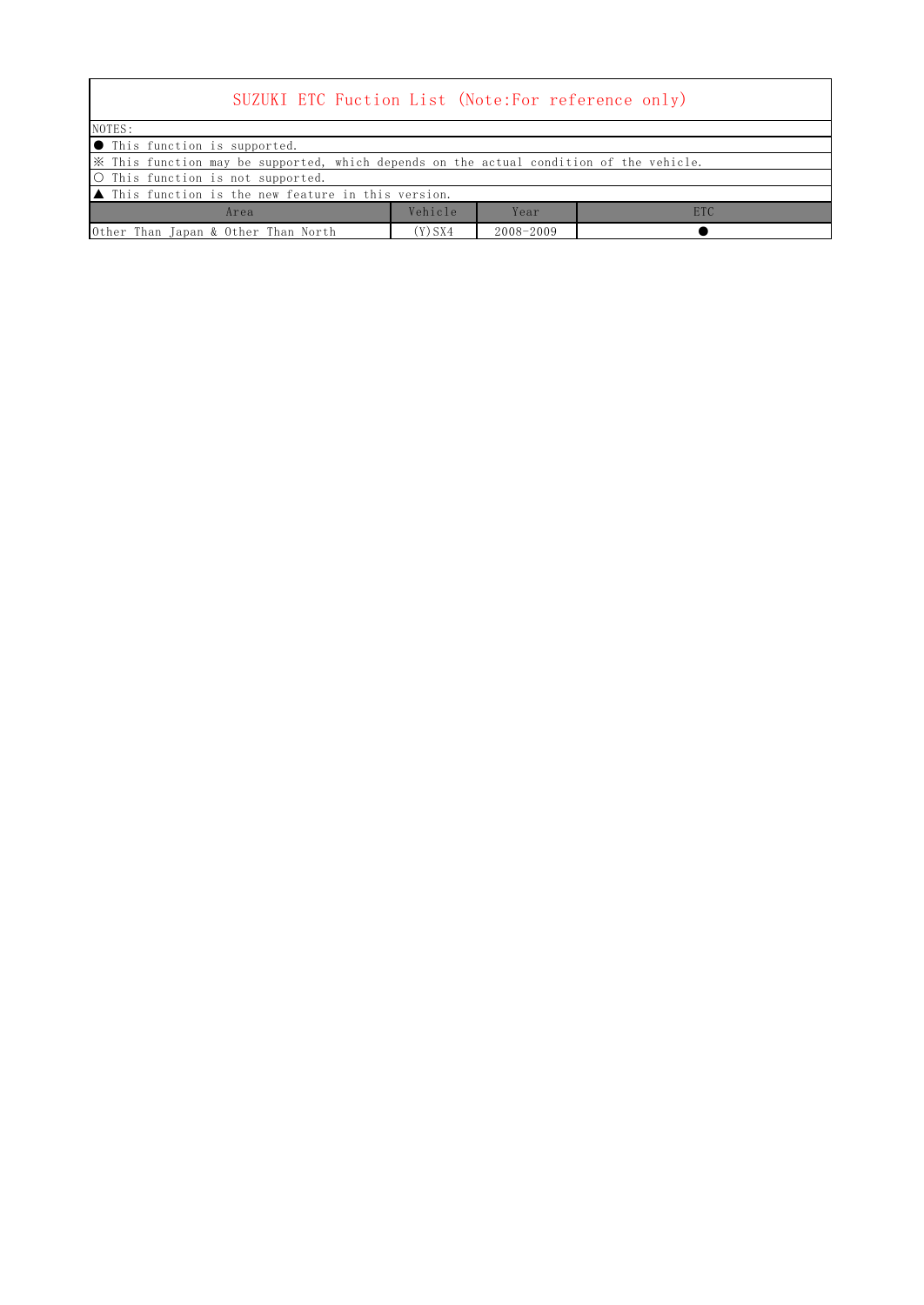# SUZUKI ETC Fuction List (Note:For reference only)

NOTES:

● This function is supported.

※ This function may be supported, which depends on the actual condition of the vehicle.

○ This function is not supported.

▲ This function is the new feature in this version.

| Area | Vehicle | Year | ETC |
|---|---|---|---|
| Other Than Japan & Other Than North | (Y)SX4 | 2008-2009 | ● |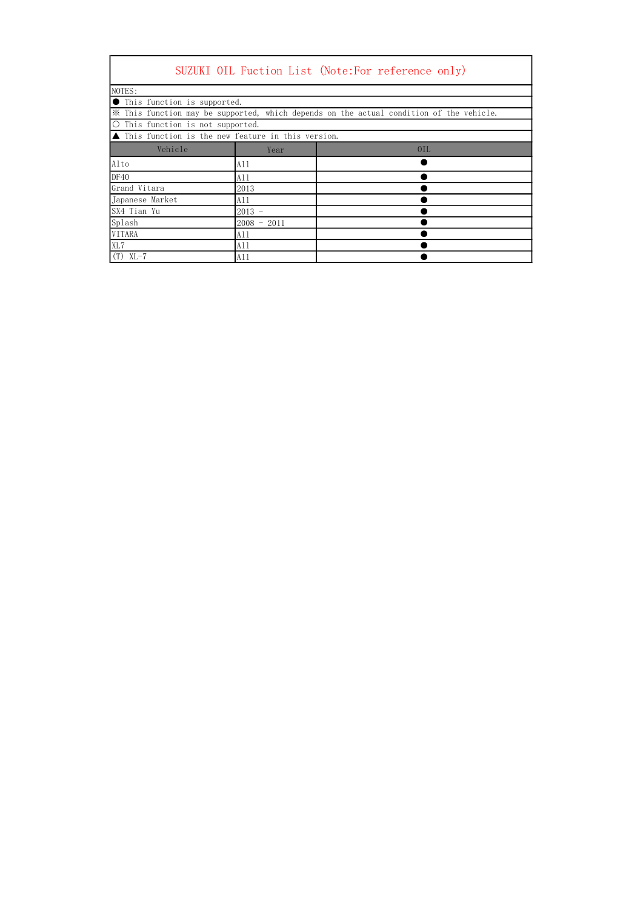# SUZUKI OIL Fuction List (Note:For reference only)

NOTES:

● This function is supported.

※ This function may be supported, which depends on the actual condition of the vehicle.

○ This function is not supported.

▲ This function is the new feature in this version.

| Vehicle | Year | OIL |
|---|---|---|
| Alto | All | ● |
| DF40 | All | ● |
| Grand Vitara | 2013 | ● |
| Japanese Market | All | ● |
| SX4 Tian Yu | 2013 - | ● |
| Splash | 2008 - 2011 | ● |
| VITARA | All | ● |
| XL7 | All | ● |
| (T) XL-7 | All | ● |